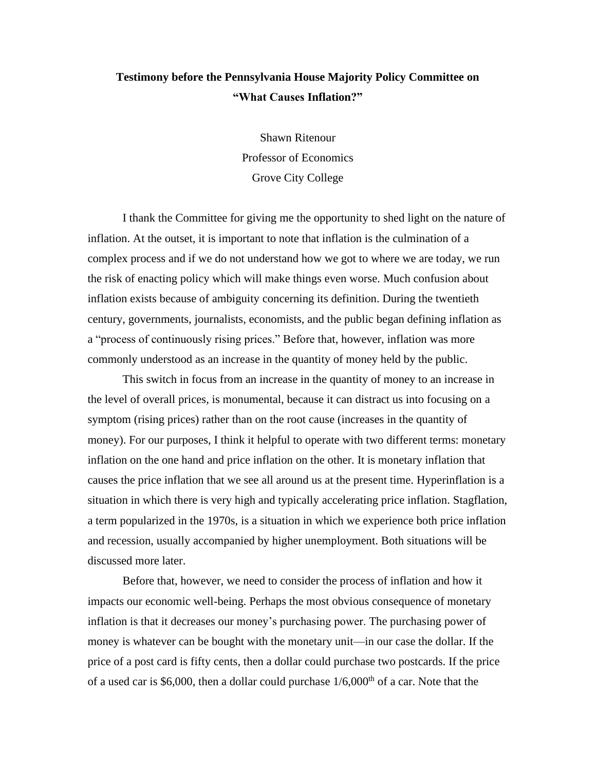# Testimony before the Pennsylvania House Majority Policy Committee on "What Causes Inflation?"

Shawn Ritenour
Professor of Economics
Grove City College

I thank the Committee for giving me the opportunity to shed light on the nature of inflation. At the outset, it is important to note that inflation is the culmination of a complex process and if we do not understand how we got to where we are today, we run the risk of enacting policy which will make things even worse. Much confusion about inflation exists because of ambiguity concerning its definition. During the twentieth century, governments, journalists, economists, and the public began defining inflation as a "process of continuously rising prices." Before that, however, inflation was more commonly understood as an increase in the quantity of money held by the public.

This switch in focus from an increase in the quantity of money to an increase in the level of overall prices, is monumental, because it can distract us into focusing on a symptom (rising prices) rather than on the root cause (increases in the quantity of money). For our purposes, I think it helpful to operate with two different terms: monetary inflation on the one hand and price inflation on the other. It is monetary inflation that causes the price inflation that we see all around us at the present time. Hyperinflation is a situation in which there is very high and typically accelerating price inflation. Stagflation, a term popularized in the 1970s, is a situation in which we experience both price inflation and recession, usually accompanied by higher unemployment. Both situations will be discussed more later.

Before that, however, we need to consider the process of inflation and how it impacts our economic well-being. Perhaps the most obvious consequence of monetary inflation is that it decreases our money's purchasing power. The purchasing power of money is whatever can be bought with the monetary unit—in our case the dollar. If the price of a post card is fifty cents, then a dollar could purchase two postcards. If the price of a used car is $6,000, then a dollar could purchase 1/6,000th of a car. Note that the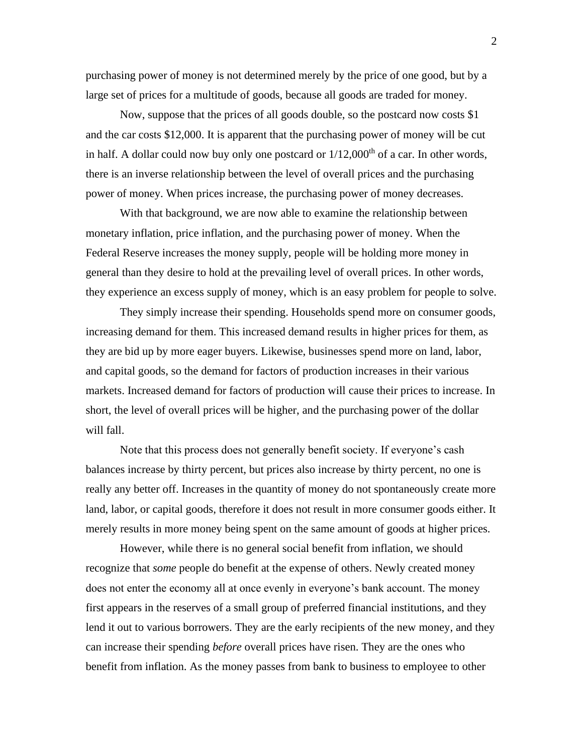purchasing power of money is not determined merely by the price of one good, but by a large set of prices for a multitude of goods, because all goods are traded for money.

Now, suppose that the prices of all goods double, so the postcard now costs $1 and the car costs $12,000. It is apparent that the purchasing power of money will be cut in half. A dollar could now buy only one postcard or $1/12{,}000^{th}$ of a car. In other words, there is an inverse relationship between the level of overall prices and the purchasing power of money. When prices increase, the purchasing power of money decreases.

With that background, we are now able to examine the relationship between monetary inflation, price inflation, and the purchasing power of money. When the Federal Reserve increases the money supply, people will be holding more money in general than they desire to hold at the prevailing level of overall prices. In other words, they experience an excess supply of money, which is an easy problem for people to solve.

They simply increase their spending. Households spend more on consumer goods, increasing demand for them. This increased demand results in higher prices for them, as they are bid up by more eager buyers. Likewise, businesses spend more on land, labor, and capital goods, so the demand for factors of production increases in their various markets. Increased demand for factors of production will cause their prices to increase. In short, the level of overall prices will be higher, and the purchasing power of the dollar will fall.

Note that this process does not generally benefit society. If everyone's cash balances increase by thirty percent, but prices also increase by thirty percent, no one is really any better off. Increases in the quantity of money do not spontaneously create more land, labor, or capital goods, therefore it does not result in more consumer goods either. It merely results in more money being spent on the same amount of goods at higher prices.

However, while there is no general social benefit from inflation, we should recognize that *some* people do benefit at the expense of others. Newly created money does not enter the economy all at once evenly in everyone's bank account. The money first appears in the reserves of a small group of preferred financial institutions, and they lend it out to various borrowers. They are the early recipients of the new money, and they can increase their spending *before* overall prices have risen. They are the ones who benefit from inflation. As the money passes from bank to business to employee to other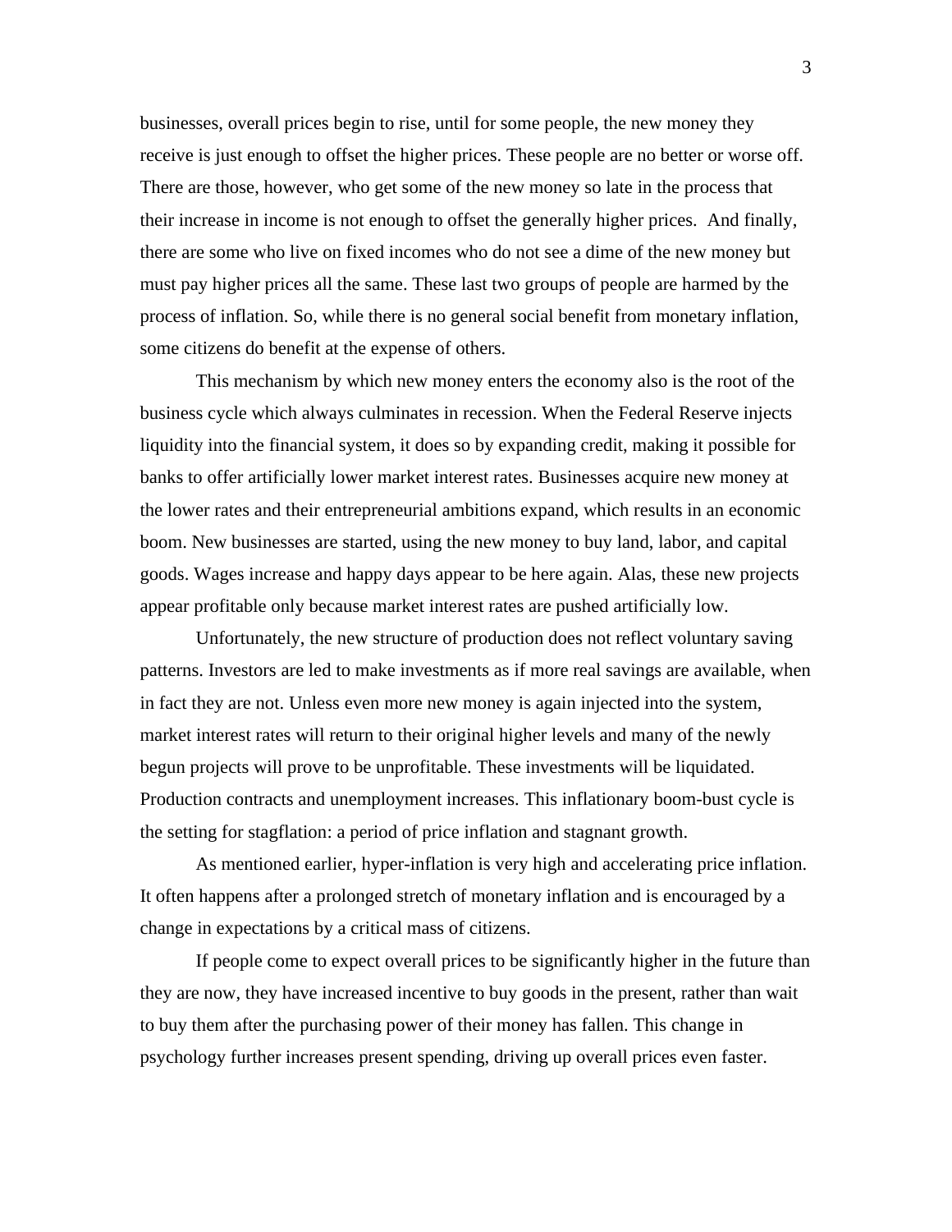businesses, overall prices begin to rise, until for some people, the new money they receive is just enough to offset the higher prices. These people are no better or worse off. There are those, however, who get some of the new money so late in the process that their increase in income is not enough to offset the generally higher prices. And finally, there are some who live on fixed incomes who do not see a dime of the new money but must pay higher prices all the same. These last two groups of people are harmed by the process of inflation. So, while there is no general social benefit from monetary inflation, some citizens do benefit at the expense of others.

This mechanism by which new money enters the economy also is the root of the business cycle which always culminates in recession. When the Federal Reserve injects liquidity into the financial system, it does so by expanding credit, making it possible for banks to offer artificially lower market interest rates. Businesses acquire new money at the lower rates and their entrepreneurial ambitions expand, which results in an economic boom. New businesses are started, using the new money to buy land, labor, and capital goods. Wages increase and happy days appear to be here again. Alas, these new projects appear profitable only because market interest rates are pushed artificially low.

Unfortunately, the new structure of production does not reflect voluntary saving patterns. Investors are led to make investments as if more real savings are available, when in fact they are not. Unless even more new money is again injected into the system, market interest rates will return to their original higher levels and many of the newly begun projects will prove to be unprofitable. These investments will be liquidated. Production contracts and unemployment increases. This inflationary boom-bust cycle is the setting for stagflation: a period of price inflation and stagnant growth.

As mentioned earlier, hyper-inflation is very high and accelerating price inflation. It often happens after a prolonged stretch of monetary inflation and is encouraged by a change in expectations by a critical mass of citizens.

If people come to expect overall prices to be significantly higher in the future than they are now, they have increased incentive to buy goods in the present, rather than wait to buy them after the purchasing power of their money has fallen. This change in psychology further increases present spending, driving up overall prices even faster.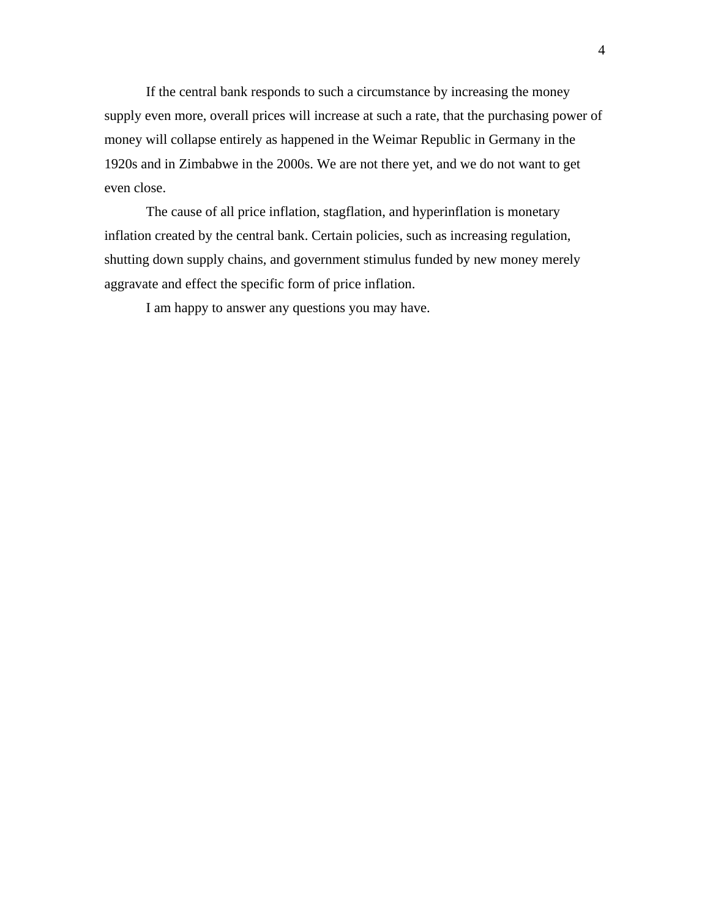If the central bank responds to such a circumstance by increasing the money supply even more, overall prices will increase at such a rate, that the purchasing power of money will collapse entirely as happened in the Weimar Republic in Germany in the 1920s and in Zimbabwe in the 2000s. We are not there yet, and we do not want to get even close.

The cause of all price inflation, stagflation, and hyperinflation is monetary inflation created by the central bank. Certain policies, such as increasing regulation, shutting down supply chains, and government stimulus funded by new money merely aggravate and effect the specific form of price inflation.

I am happy to answer any questions you may have.